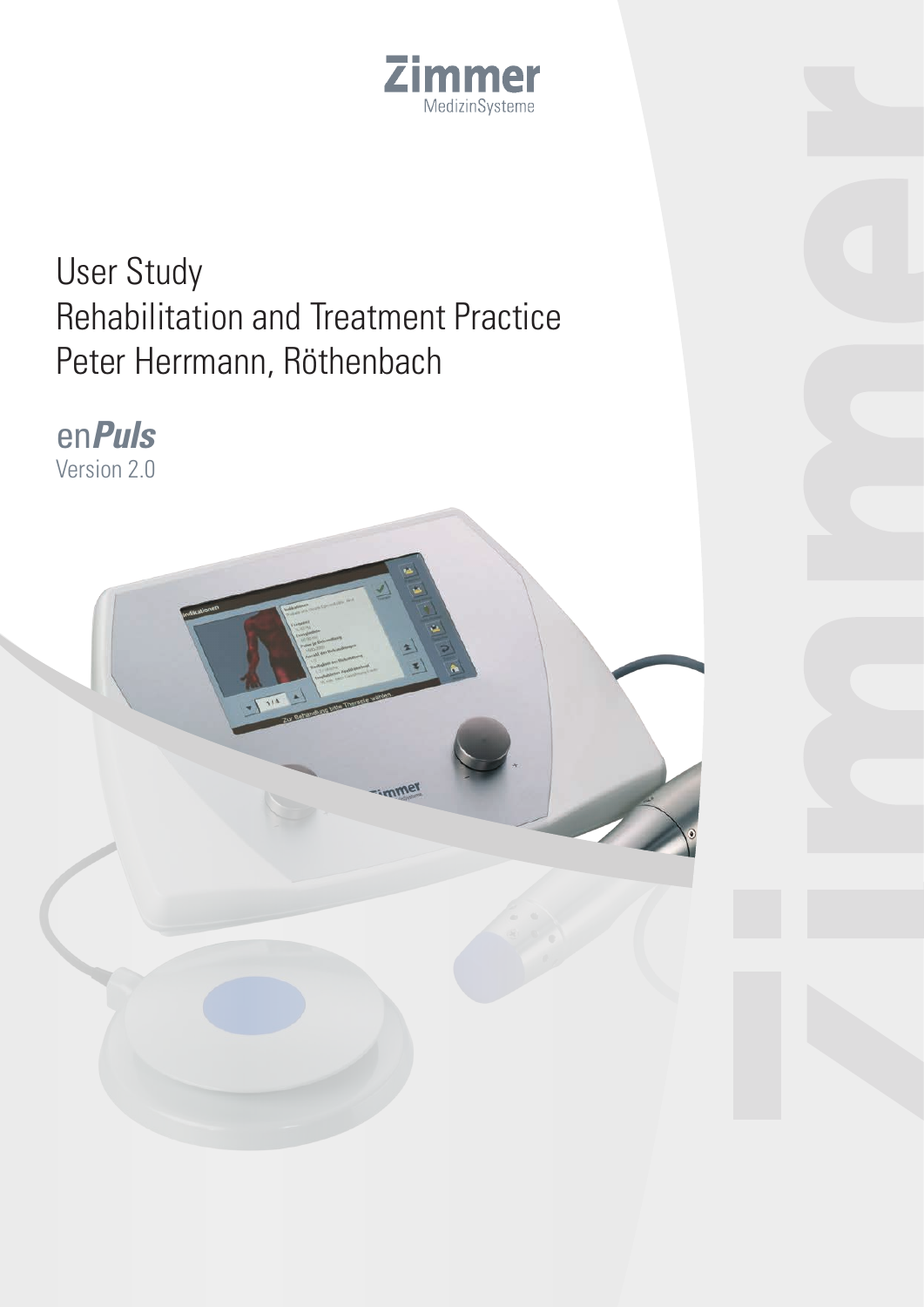Zimmer
MedizinSysteme

# User Study
# Rehabilitation and Treatment Practice
# Peter Herrmann, Röthenbach

## en*Puls*
Version 2.0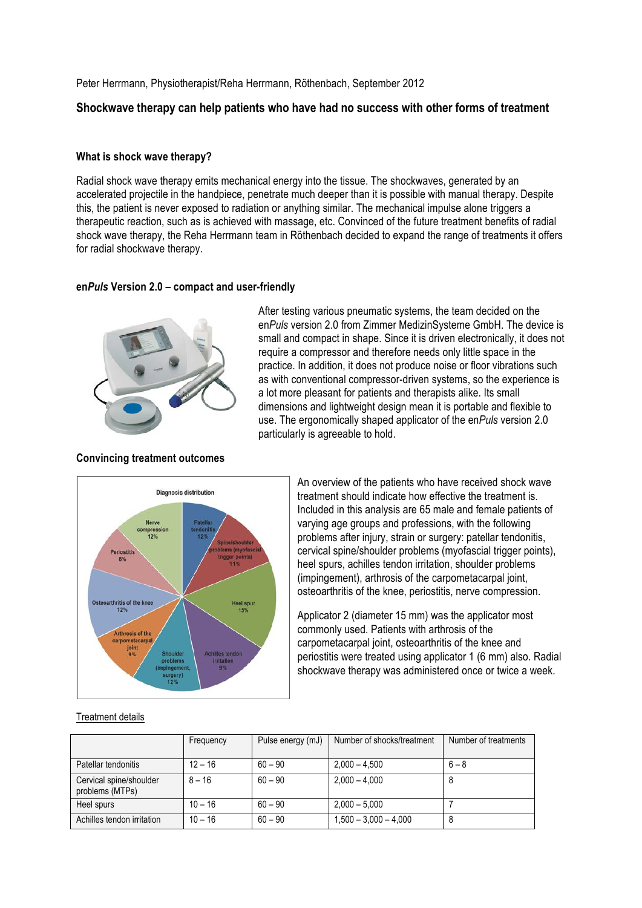Peter Herrmann, Physiotherapist/Reha Herrmann, Röthenbach, September 2012

## Shockwave therapy can help patients who have had no success with other forms of treatment

### What is shock wave therapy?

Radial shock wave therapy emits mechanical energy into the tissue. The shockwaves, generated by an accelerated projectile in the handpiece, penetrate much deeper than it is possible with manual therapy. Despite this, the patient is never exposed to radiation or anything similar. The mechanical impulse alone triggers a therapeutic reaction, such as is achieved with massage, etc. Convinced of the future treatment benefits of radial shock wave therapy, the Reha Herrmann team in Röthenbach decided to expand the range of treatments it offers for radial shockwave therapy.

### en*Puls* Version 2.0 – compact and user-friendly

After testing various pneumatic systems, the team decided on the en*Puls* version 2.0 from Zimmer MedizinSysteme GmbH. The device is small and compact in shape. Since it is driven electronically, it does not require a compressor and therefore needs only little space in the practice. In addition, it does not produce noise or floor vibrations such as with conventional compressor-driven systems, so the experience is a lot more pleasant for patients and therapists alike. Its small dimensions and lightweight design mean it is portable and flexible to use. The ergonomically shaped applicator of the en*Puls* version 2.0 particularly is agreeable to hold.

### Convincing treatment outcomes

Diagnosis distribution

- Patellar tendonitis 12%
- Spinal/shoulder problems (myofascial trigger points) 11%
- Heel spur 15%
- Achilles tendon irritation 9%
- Shoulder problems (impingement, surgery) 12%
- Arthrosis of the carpometacarpal joint 9%
- Osteoarthritis of the knee 12%
- Periostitis 8%
- Nerve compression 12%

An overview of the patients who have received shock wave treatment should indicate how effective the treatment is. Included in this analysis are 65 male and female patients of varying age groups and professions, with the following problems after injury, strain or surgery: patellar tendonitis, cervical spine/shoulder problems (myofascial trigger points), heel spurs, achilles tendon irritation, shoulder problems (impingement), arthrosis of the carpometacarpal joint, osteoarthritis of the knee, periostitis, nerve compression.

Applicator 2 (diameter 15 mm) was the applicator most commonly used. Patients with arthrosis of the carpometacarpal joint, osteoarthritis of the knee and periostitis were treated using applicator 1 (6 mm) also. Radial shockwave therapy was administered once or twice a week.

Treatment details

| | Frequency | Pulse energy (mJ) | Number of shocks/treatment | Number of treatments |
|---|---|---|---|---|
| Patellar tendonitis | 12 – 16 | 60 – 90 | 2,000 – 4,500 | 6 – 8 |
| Cervical spine/shoulder problems (MTPs) | 8 – 16 | 60 – 90 | 2,000 – 4,000 | 8 |
| Heel spurs | 10 – 16 | 60 – 90 | 2,000 – 5,000 | 7 |
| Achilles tendon irritation | 10 – 16 | 60 – 90 | 1,500 – 3,000 – 4,000 | 8 |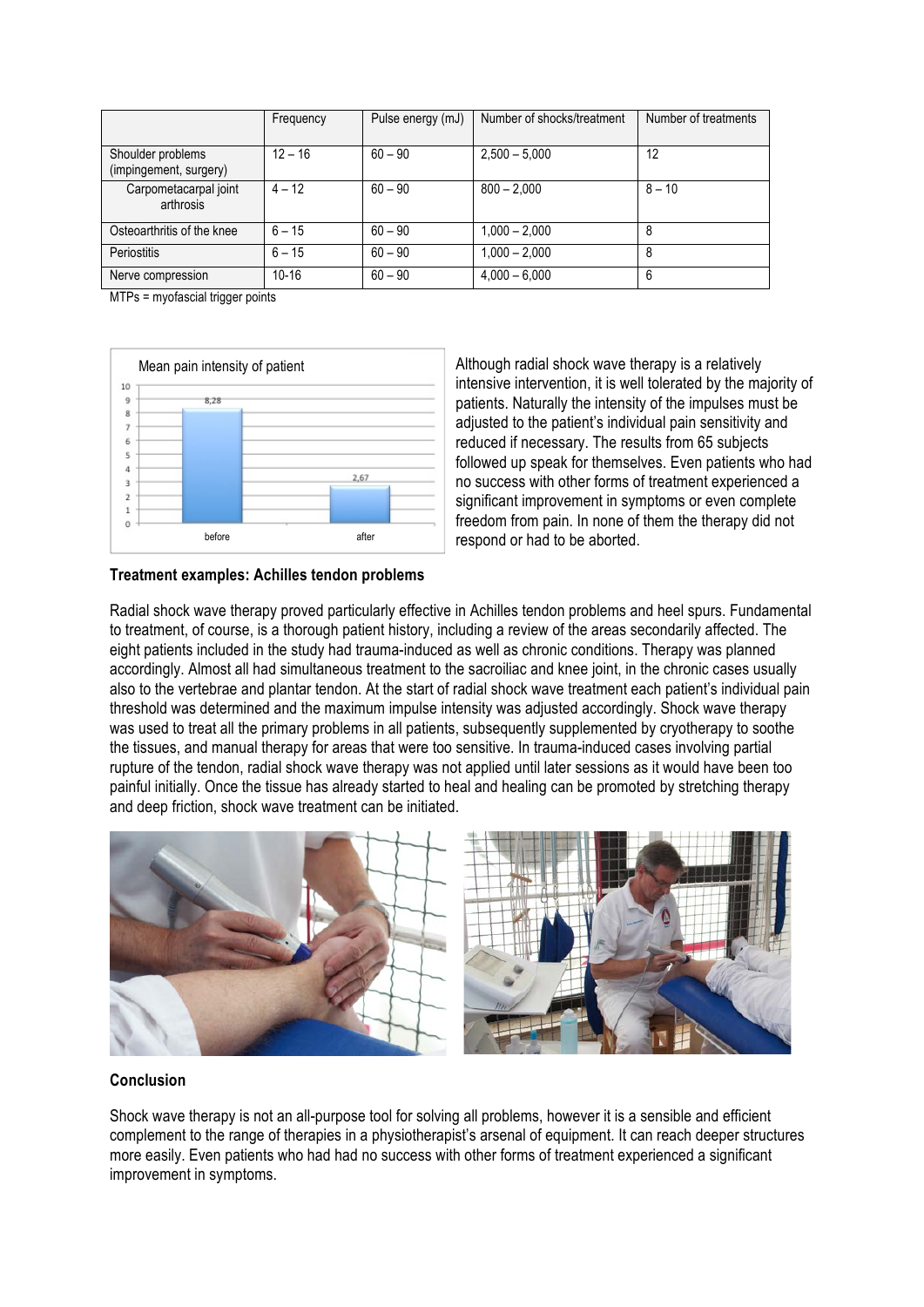|  | Frequency | Pulse energy (mJ) | Number of shocks/treatment | Number of treatments |
|---|---|---|---|---|
| Shoulder problems (impingement, surgery) | 12 – 16 | 60 – 90 | 2,500 – 5,000 | 12 |
| Carpometacarpal joint arthrosis | 4 – 12 | 60 – 90 | 800 – 2,000 | 8 – 10 |
| Osteoarthritis of the knee | 6 – 15 | 60 – 90 | 1,000 – 2,000 | 8 |
| Periostitis | 6 – 15 | 60 – 90 | 1,000 – 2,000 | 8 |
| Nerve compression | 10-16 | 60 – 90 | 4,000 – 6,000 | 6 |

MTPs = myofascial trigger points

Although radial shock wave therapy is a relatively intensive intervention, it is well tolerated by the majority of patients. Naturally the intensity of the impulses must be adjusted to the patient's individual pain sensitivity and reduced if necessary. The results from 65 subjects followed up speak for themselves. Even patients who had no success with other forms of treatment experienced a significant improvement in symptoms or even complete freedom from pain. In none of them the therapy did not respond or had to be aborted.

### Treatment examples: Achilles tendon problems

Radial shock wave therapy proved particularly effective in Achilles tendon problems and heel spurs. Fundamental to treatment, of course, is a thorough patient history, including a review of the areas secondarily affected. The eight patients included in the study had trauma-induced as well as chronic conditions. Therapy was planned accordingly. Almost all had simultaneous treatment to the sacroiliac and knee joint, in the chronic cases usually also to the vertebrae and plantar tendon. At the start of radial shock wave treatment each patient's individual pain threshold was determined and the maximum impulse intensity was adjusted accordingly. Shock wave therapy was used to treat all the primary problems in all patients, subsequently supplemented by cryotherapy to soothe the tissues, and manual therapy for areas that were too sensitive. In trauma-induced cases involving partial rupture of the tendon, radial shock wave therapy was not applied until later sessions as it would have been too painful initially. Once the tissue has already started to heal and healing can be promoted by stretching therapy and deep friction, shock wave treatment can be initiated.

### Conclusion

Shock wave therapy is not an all-purpose tool for solving all problems, however it is a sensible and efficient complement to the range of therapies in a physiotherapist's arsenal of equipment. It can reach deeper structures more easily. Even patients who had had no success with other forms of treatment experienced a significant improvement in symptoms.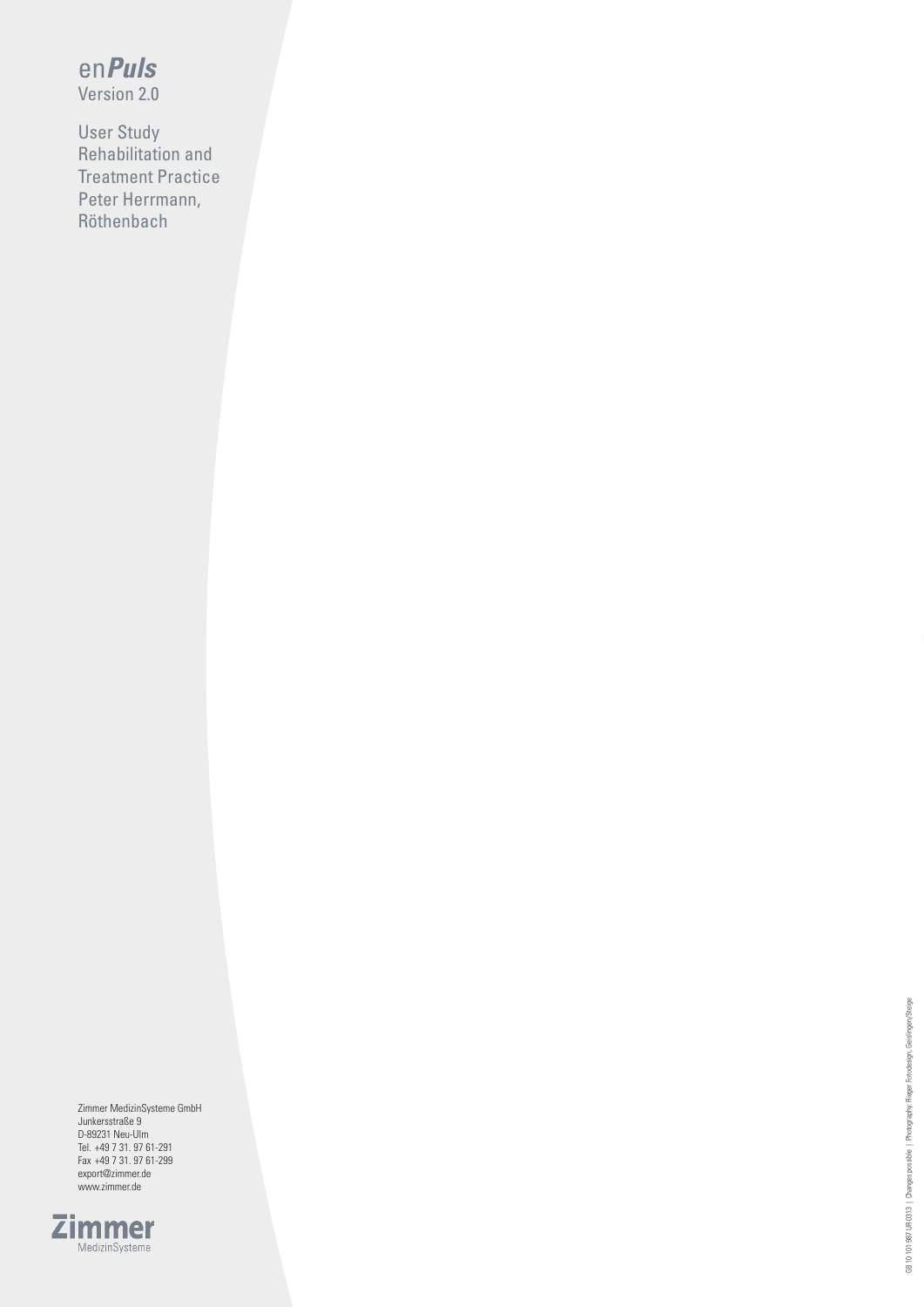en*Puls*
Version 2.0

User Study
Rehabilitation and
Treatment Practice
Peter Herrmann,
Röthenbach

Zimmer MedizinSysteme GmbH
Junkersstraße 9
D-89231 Neu-Ulm
Tel. +49 7 31. 97 61-291
Fax +49 7 31. 97 61-299
export@zimmer.de
www.zimmer.de

Zimmer
MedizinSysteme

GB 10 101 987 UR 0313 | Changes possible | Photography: Rieger Fotodesign, Geislingen/Steige